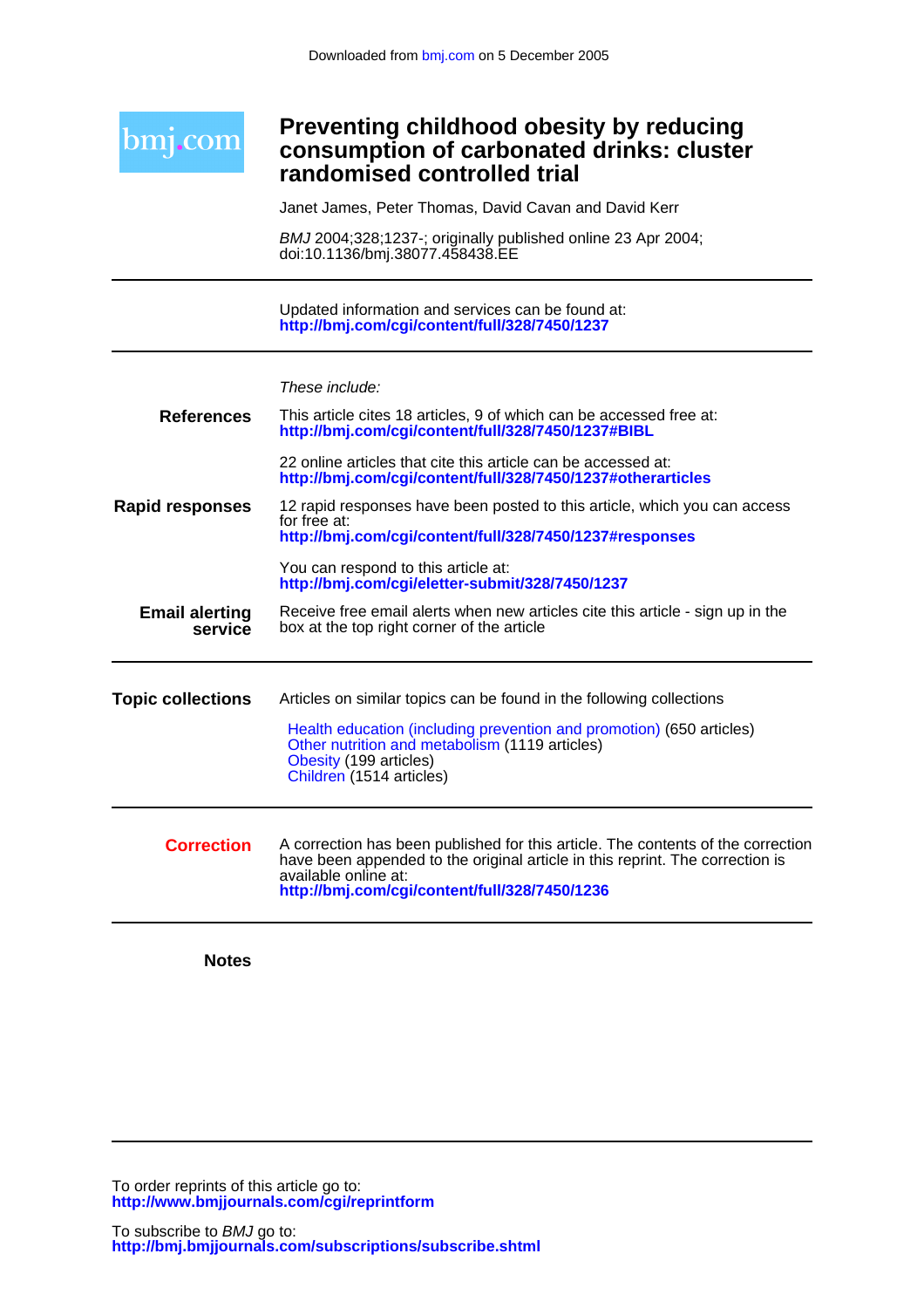Downloaded from bmj.com on 5 December 2005

bmj.com

# Preventing childhood obesity by reducing consumption of carbonated drinks: cluster randomised controlled trial

Janet James, Peter Thomas, David Cavan and David Kerr

*BMJ* 2004;328;1237-; originally published online 23 Apr 2004;
doi:10.1136/bmj.38077.458438.EE

---

Updated information and services can be found at:
**http://bmj.com/cgi/content/full/328/7450/1237**

---

*These include:*

**References**

This article cites 18 articles, 9 of which can be accessed free at:
**http://bmj.com/cgi/content/full/328/7450/1237#BIBL**

22 online articles that cite this article can be accessed at:
**http://bmj.com/cgi/content/full/328/7450/1237#otherarticles**

**Rapid responses**

12 rapid responses have been posted to this article, which you can access for free at:
**http://bmj.com/cgi/content/full/328/7450/1237#responses**

You can respond to this article at:
**http://bmj.com/cgi/eletter-submit/328/7450/1237**

**Email alerting service**

Receive free email alerts when new articles cite this article - sign up in the box at the top right corner of the article

---

**Topic collections**

Articles on similar topics can be found in the following collections

Health education (including prevention and promotion) (650 articles)
Other nutrition and metabolism (1119 articles)
Obesity (199 articles)
Children (1514 articles)

---

**Correction**

A correction has been published for this article. The contents of the correction have been appended to the original article in this reprint. The correction is available online at:
**http://bmj.com/cgi/content/full/328/7450/1236**

---

**Notes**

---

To order reprints of this article go to:
**http://www.bmjjournals.com/cgi/reprintform**

To subscribe to *BMJ* go to:
**http://bmj.bmjjournals.com/subscriptions/subscribe.shtml**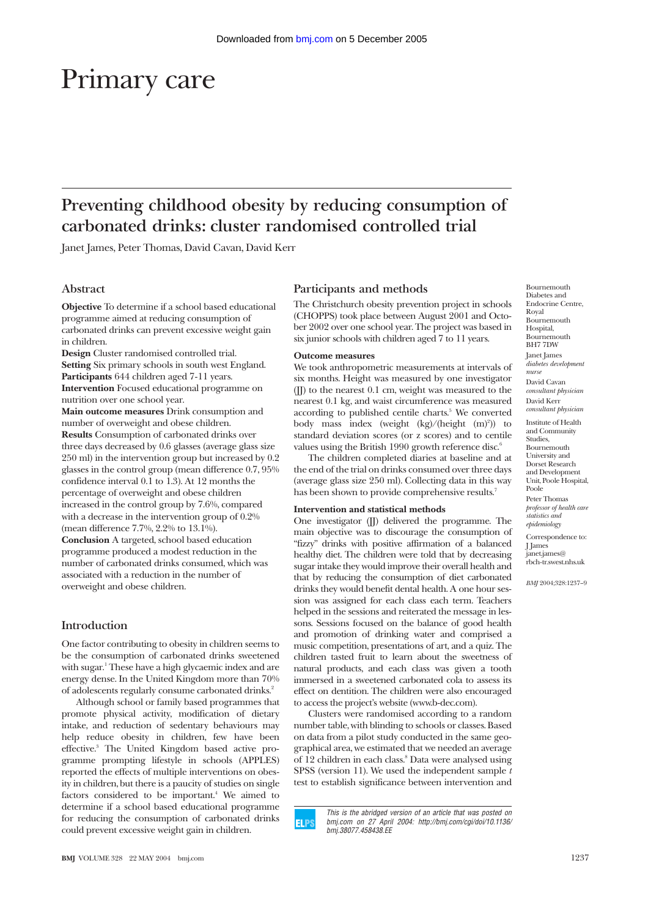# Primary care

## Preventing childhood obesity by reducing consumption of carbonated drinks: cluster randomised controlled trial

Janet James, Peter Thomas, David Cavan, David Kerr

### Abstract

**Objective** To determine if a school based educational programme aimed at reducing consumption of carbonated drinks sweetened with sugar can prevent excessive weight gain in children.

**Design** Cluster randomised controlled trial.

**Setting** Six primary schools in south west England.

**Participants** 644 children aged 7-11 years.

**Intervention** Focused educational programme on nutrition over one school year.

**Main outcome measures** Drink consumption and number of overweight and obese children.

**Results** Consumption of carbonated drinks over three days decreased by 0.6 glasses (average glass size 250 ml) in the intervention group but increased by 0.2 glasses in the control group (mean difference 0.7, 95% confidence interval 0.1 to 1.3). At 12 months the percentage of overweight and obese children increased in the control group by 7.6%, compared with a decrease in the intervention group of 0.2% (mean difference 7.7%, 2.2% to 13.1%).

**Conclusion** A targeted, school based education programme produced a modest reduction in the number of carbonated drinks consumed, which was associated with a reduction in the number of overweight and obese children.

### Introduction

One factor contributing to obesity in children seems to be the consumption of carbonated drinks sweetened with sugar.[1] These have a high glycaemic index and are energy dense. In the United Kingdom more than 70% of adolescents regularly consume carbonated drinks.[2]

Although school or family based programmes that promote physical activity, modification of dietary intake, and reduction of sedentary behaviours may help reduce obesity in children, few have been effective.[3] The United Kingdom based active programme prompting lifestyle in schools (APPLES) reported the effects of multiple interventions on obesity in children, but there is a paucity of studies on single factors considered to be important.[4] We aimed to determine if a school based educational programme for reducing the consumption of carbonated drinks could prevent excessive weight gain in children.

### Participants and methods

The Christchurch obesity prevention project in schools (CHOPPS) took place between August 2001 and October 2002 over one school year. The project was based in six junior schools with children aged 7 to 11 years.

#### Outcome measures

We took anthropometric measurements at intervals of six months. Height was measured by one investigator (JJ) to the nearest 0.1 cm, weight was measured to the nearest 0.1 kg, and waist circumference was measured according to published centile charts.[5] We converted body mass index (weight (kg)/(height $(m^2)$)) to standard deviation scores (or z scores) and to centile values using the British 1990 growth reference disc.[6]

The children completed diaries at baseline and at the end of the trial on drinks consumed over three days (average glass size 250 ml). Collecting data in this way has been shown to provide comprehensive results.[7]

#### Intervention and statistical methods

One investigator (JJ) delivered the programme. The main objective was to discourage the consumption of "fizzy" drinks with positive affirmation of a balanced healthy diet. The children were told that by decreasing sugar intake they would improve their overall health and that by reducing the consumption of diet carbonated drinks they would benefit dental health. A one hour session was assigned for each class each term. Teachers helped in the sessions and reiterated the message in lessons. Sessions focused on the balance of good health and promotion of drinking water and comprised a music competition, presentations of art, and a quiz. The children tasted fruit to learn about the sweetness of natural products, and each class was given a tooth immersed in a sweetened carbonated cola to assess its effect on dentition. The children were also encouraged to access the project's website (www.b-dec.com).

Clusters were randomised according to a random number table, with blinding to schools or classes. Based on data from a pilot study conducted in the same geographical area, we estimated that we needed an average of 12 children in each class.[8] Data were analysed using SPSS (version 11). We used the independent sample *t* test to establish significance between intervention and

Bournemouth Diabetes and Endocrine Centre, Royal Bournemouth Hospital, Bournemouth BH7 7DW
Janet James *diabetes development nurse*
David Cavan *consultant physician*
David Kerr *consultant physician*

Institute of Health and Community Studies, Bournemouth University and Dorset Research and Development Unit, Poole Hospital, Poole
Peter Thomas *professor of health care statistics and epidemiology*

Correspondence to: J James janet.james@rbch-tr.swest.nhs.uk

*BMJ* 2004;328:1237–9

*This is the abridged version of an article that was posted on bmj.com on 27 April 2004: http://bmj.com/cgi/doi/10.1136/bmj.38077.458438.EE*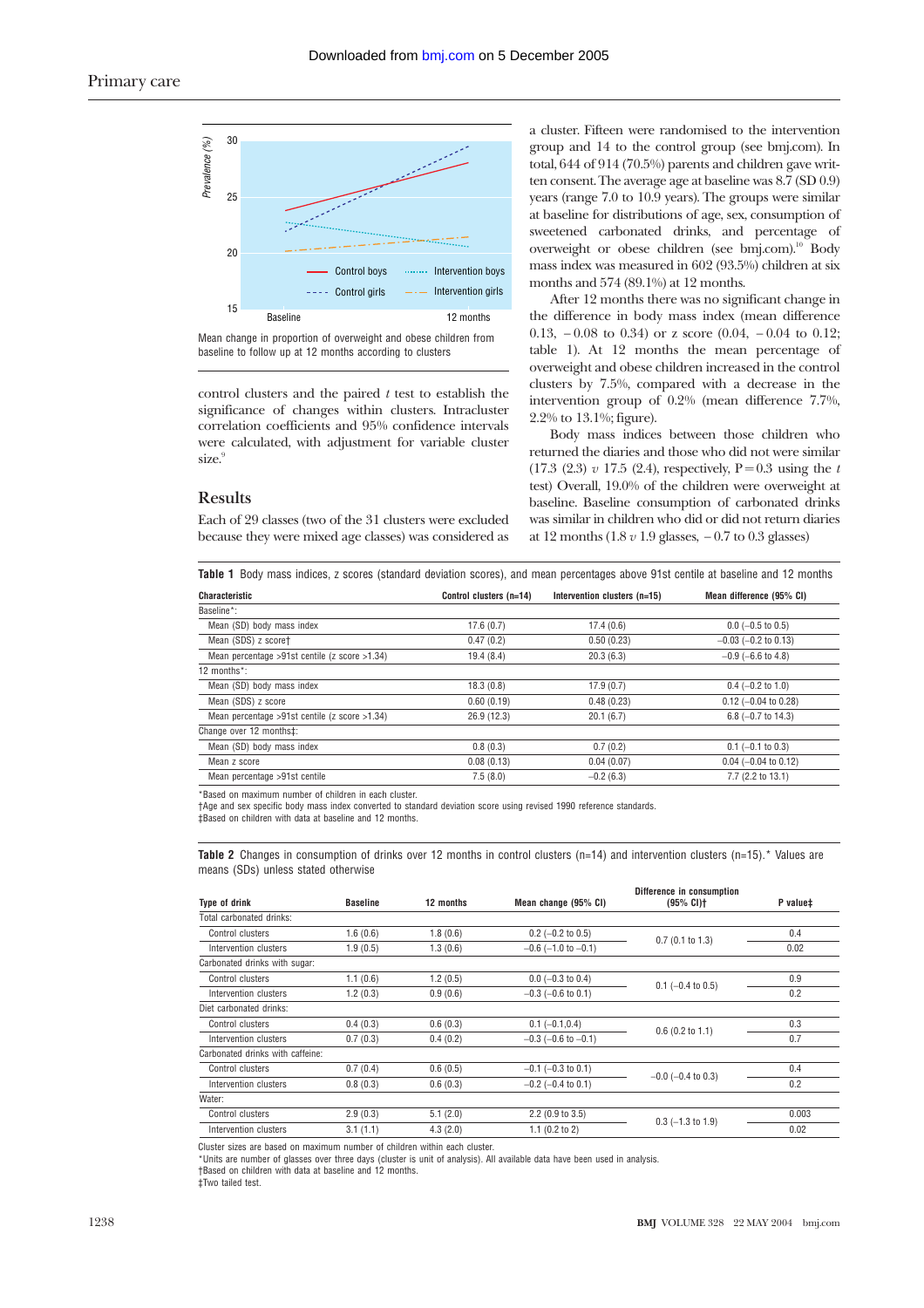Mean change in proportion of overweight and obese children from baseline to follow up at 12 months according to clusters

control clusters and the paired *t* test to establish the significance of changes within clusters. Intracluster correlation coefficients and 95% confidence intervals were calculated, with adjustment for variable cluster size.[9]

## Results

Each of 29 classes (two of the 31 clusters were excluded because they were mixed age classes) was considered as a cluster. Fifteen were randomised to the intervention group and 14 to the control group (see bmj.com). In total, 644 of 914 (70.5%) parents and children gave written consent. The average age at baseline was 8.7 (SD 0.9) years (range 7.0 to 10.9 years). The groups were similar at baseline for distributions of age, sex, consumption of sweetened carbonated drinks, and percentage of overweight or obese children (see bmj.com).[10] Body mass index was measured in 602 (93.5%) children at six months and 574 (89.1%) at 12 months.

After 12 months there was no significant change in the difference in body mass index (mean difference 0.13, −0.08 to 0.34) or z score (0.04, −0.04 to 0.12; table 1). At 12 months the mean percentage of overweight and obese children increased in the control clusters by 7.5%, compared with a decrease in the intervention group of 0.2% (mean difference 7.7%, 2.2% to 13.1%; figure).

Body mass indices between those children who returned the diaries and those who did not were similar (17.3 (2.3) *v* 17.5 (2.4), respectively, P=0.3 using the *t* test) Overall, 19.0% of the children were overweight at baseline. Baseline consumption of carbonated drinks was similar in children who did or did not return diaries at 12 months (1.8 *v* 1.9 glasses, −0.7 to 0.3 glasses)

**Table 1** Body mass indices, z scores (standard deviation scores), and mean percentages above 91st centile at baseline and 12 months

| Characteristic | Control clusters (n=14) | Intervention clusters (n=15) | Mean difference (95% CI) |
|---|---|---|---|
| Baseline*: | | | |
| Mean (SD) body mass index | 17.6 (0.7) | 17.4 (0.6) | 0.0 (−0.5 to 0.5) |
| Mean (SDS) z score† | 0.47 (0.2) | 0.50 (0.23) | −0.03 (−0.2 to 0.13) |
| Mean percentage >91st centile (z score >1.34) | 19.4 (8.4) | 20.3 (6.3) | −0.9 (−6.6 to 4.8) |
| 12 months*: | | | |
| Mean (SD) body mass index | 18.3 (0.8) | 17.9 (0.7) | 0.4 (−0.2 to 1.0) |
| Mean (SDS) z score | 0.60 (0.19) | 0.48 (0.23) | 0.12 (−0.04 to 0.28) |
| Mean percentage >91st centile (z score >1.34) | 26.9 (12.3) | 20.1 (6.7) | 6.8 (−0.7 to 14.3) |
| Change over 12 months‡: | | | |
| Mean (SD) body mass index | 0.8 (0.3) | 0.7 (0.2) | 0.1 (−0.1 to 0.3) |
| Mean z score | 0.08 (0.13) | 0.04 (0.07) | 0.04 (−0.04 to 0.12) |
| Mean percentage >91st centile | 7.5 (8.0) | −0.2 (6.3) | 7.7 (2.2 to 13.1) |

*Based on maximum number of children in each cluster.
†Age and sex specific body mass index converted to standard deviation score using revised 1990 reference standards.
‡Based on children with data at baseline and 12 months.

**Table 2** Changes in consumption of drinks over 12 months in control clusters (n=14) and intervention clusters (n=15).* Values are means (SDs) unless stated otherwise

| Type of drink | Baseline | 12 months | Mean change (95% CI) | Difference in consumption (95% CI)† | P value‡ |
|---|---|---|---|---|---|
| Total carbonated drinks: | | | | | |
| Control clusters | 1.6 (0.6) | 1.8 (0.6) | 0.2 (−0.2 to 0.5) | 0.7 (0.1 to 1.3) | 0.4 |
| Intervention clusters | 1.9 (0.5) | 1.3 (0.6) | −0.6 (−1.0 to −0.1) | | 0.02 |
| Carbonated drinks with sugar: | | | | | |
| Control clusters | 1.1 (0.6) | 1.2 (0.5) | 0.0 (−0.3 to 0.4) | 0.1 (−0.4 to 0.5) | 0.9 |
| Intervention clusters | 1.2 (0.3) | 0.9 (0.6) | −0.3 (−0.6 to 0.1) | | 0.2 |
| Diet carbonated drinks: | | | | | |
| Control clusters | 0.4 (0.3) | 0.6 (0.3) | 0.1 (−0.1,0.4) | 0.6 (0.2 to 1.1) | 0.3 |
| Intervention clusters | 0.7 (0.3) | 0.4 (0.2) | −0.3 (−0.6 to −0.1) | | 0.7 |
| Carbonated drinks with caffeine: | | | | | |
| Control clusters | 0.7 (0.4) | 0.6 (0.5) | −0.1 (−0.3 to 0.1) | −0.0 (−0.4 to 0.3) | 0.4 |
| Intervention clusters | 0.8 (0.3) | 0.6 (0.3) | −0.2 (−0.4 to 0.1) | | 0.2 |
| Water: | | | | | |
| Control clusters | 2.9 (0.3) | 5.1 (2.0) | 2.2 (0.9 to 3.5) | 0.3 (−1.3 to 1.9) | 0.003 |
| Intervention clusters | 3.1 (1.1) | 4.3 (2.0) | 1.1 (0.2 to 2) | | 0.02 |

Cluster sizes are based on maximum number of children within each cluster.
*Units are number of glasses over three days (cluster is unit of analysis). All available data have been used in analysis.
†Based on children with data at baseline and 12 months.
‡Two tailed test.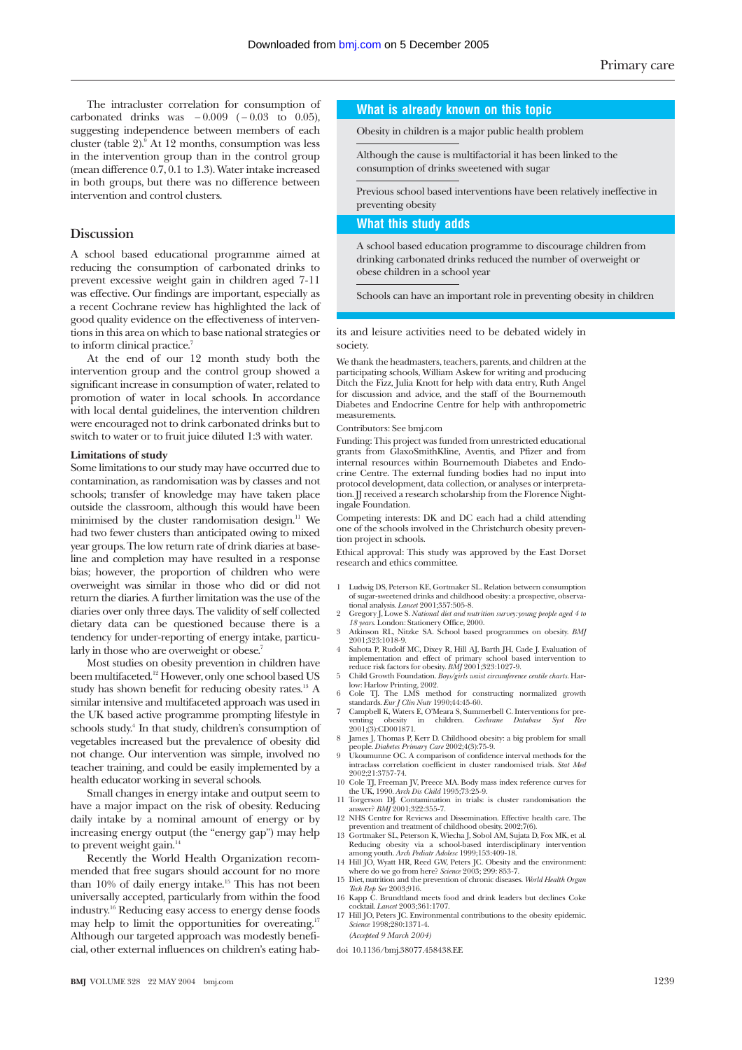The intracluster correlation for consumption of carbonated drinks was −0.009 (−0.03 to 0.05), suggesting independence between members of each cluster (table 2).[9] At 12 months, consumption was less in the intervention group than in the control group (mean difference 0.7, 0.1 to 1.3). Water intake increased in both groups, but there was no difference between intervention and control clusters.

## Discussion

A school based educational programme aimed at reducing the consumption of carbonated drinks to prevent excessive weight gain in children aged 7-11 was effective. Our findings are important, especially as a recent Cochrane review has highlighted the lack of good quality evidence on the effectiveness of interventions in this area on which to base national strategies or to inform clinical practice.[7]

At the end of our 12 month study both the intervention group and the control group showed a significant increase in consumption of water, related to promotion of water in local schools. In accordance with local dental guidelines, the intervention children were encouraged not to drink carbonated drinks but to switch to water or to fruit juice diluted 1:3 with water.

### Limitations of study

Some limitations to our study may have occurred due to contamination, as randomisation was by classes and not schools; transfer of knowledge may have taken place outside the classroom, although this would have been minimised by the cluster randomisation design.[11] We had two fewer clusters than anticipated owing to mixed year groups. The low return rate of drink diaries at baseline and completion may have resulted in a response bias; however, the proportion of children who were overweight was similar in those who did or did not return the diaries. A further limitation was the use of the diaries over only three days. The validity of self collected dietary data can be questioned because there is a tendency for under-reporting of energy intake, particularly in those who are overweight or obese.[7]

Most studies on obesity prevention in children have been multifaceted.[12] However, only one school based US study has shown benefit for reducing obesity rates.[13] A similar intensive and multifaceted approach was used in the UK based active programme prompting lifestyle in schools study.[4] In that study, children's consumption of vegetables increased but the prevalence of obesity did not change. Our intervention was simple, involved no teacher training, and could be easily implemented by a health educator working in several schools.

Small changes in energy intake and output seem to have a major impact on the risk of obesity. Reducing daily intake by a nominal amount of energy or by increasing energy output (the "energy gap") may help to prevent weight gain.[14]

Recently the World Health Organization recommended that free sugars should account for no more than 10% of daily energy intake.[15] This has not been universally accepted, particularly from within the food industry.[16] Reducing easy access to energy dense foods may help to limit the opportunities for overeating.[17] Although our targeted approach was modestly beneficial, other external influences on children's eating habits and leisure activities need to be debated widely in society.

### What is already known on this topic

Obesity in children is a major public health problem

Although the cause is multifactorial it has been linked to the consumption of drinks sweetened with sugar

Previous school based interventions have been relatively ineffective in preventing obesity

### What this study adds

A school based education programme to discourage children from drinking carbonated drinks reduced the number of overweight or obese children in a school year

Schools can have an important role in preventing obesity in children

We thank the headmasters, teachers, parents, and children at the participating schools, William Askew for writing and producing Ditch the Fizz, Julia Knott for help with data entry, Ruth Angel for discussion and advice, and the staff of the Bournemouth Diabetes and Endocrine Centre for help with anthropometric measurements.

Contributors: See bmj.com

Funding: This project was funded from unrestricted educational grants from GlaxoSmithKline, Aventis, and Pfizer and from internal resources within Bournemouth Diabetes and Endocrine Centre. The external funding bodies had no input into protocol development, data collection, or analyses or interpretation. JJ received a research scholarship from the Florence Nightingale Foundation.

Competing interests: DK and DC each had a child attending one of the schools involved in the Christchurch obesity prevention project in schools.

Ethical approval: This study was approved by the East Dorset research and ethics committee.

1. Ludwig DS, Peterson KE, Gortmaker SL. Relation between consumption of sugar-sweetened drinks and childhood obesity: a prospective, observational analysis. *Lancet* 2001;357:505-8.
2. Gregory J, Lowe S. *National diet and nutrition survey: young people aged 4 to 18 years.* London: Stationery Office, 2000.
3. Atkinson RL, Nitzke SA. School based programmes on obesity. *BMJ* 2001;323:1018-9.
4. Sahota P, Rudolf MC, Dixey R, Hill AJ, Barth JH, Cade J. Evaluation of implementation and effect of primary school based intervention to reduce risk factors for obesity. *BMJ* 2001;323:1027-9.
5. Child Growth Foundation. *Boys/girls waist circumference centile charts.* Harlow: Harlow Printing, 2002.
6. Cole TJ. The LMS method for constructing normalized growth standards. *Eur J Clin Nutr* 1990;44:45-60.
7. Campbell K, Waters E, O'Meara S, Summerbell C. Interventions for preventing obesity in children. *Cochrane Database Syst Rev* 2001;(3):CD001871.
8. James J, Thomas P, Kerr D. Childhood obesity: a big problem for small people. *Diabetes Primary Care* 2002;4(3):75-9.
9. Ukoumunne OC. A comparison of confidence interval methods for the intraclass correlation coefficient in cluster randomised trials. *Stat Med* 2002;21:3757-74.
10. Cole TJ, Freeman JV, Preece MA. Body mass index reference curves for the UK, 1990. *Arch Dis Child* 1995;73:25-9.
11. Torgerson DJ. Contamination in trials: is cluster randomisation the answer? *BMJ* 2001;322:355-7.
12. NHS Centre for Reviews and Dissemination. Effective health care. The prevention and treatment of childhood obesity. 2002;7(6).
13. Gortmaker SL, Peterson K, Wiecha J, Sobol AM, Sujata D, Fox MK, et al. Reducing obesity via a school-based interdisciplinary intervention among youth. *Arch Pediatr Adolesc* 1999;153:409-18.
14. Hill JO, Wyatt HR, Reed GW, Peters JC. Obesity and the environment: where do we go from here? *Science* 2003; 299: 853-7.
15. Diet, nutrition and the prevention of chronic diseases. *World Health Organ Tech Rep Ser* 2003;916.
16. Kapp C. Brundtland meets food and drink leaders but declines Coke cocktail. *Lancet* 2003;361:1707.
17. Hill JO, Peters JC. Environmental contributions to the obesity epidemic. *Science* 1998;280:1371-4.

*(Accepted 9 March 2004)*

doi 10.1136/bmj.38077.458438.EE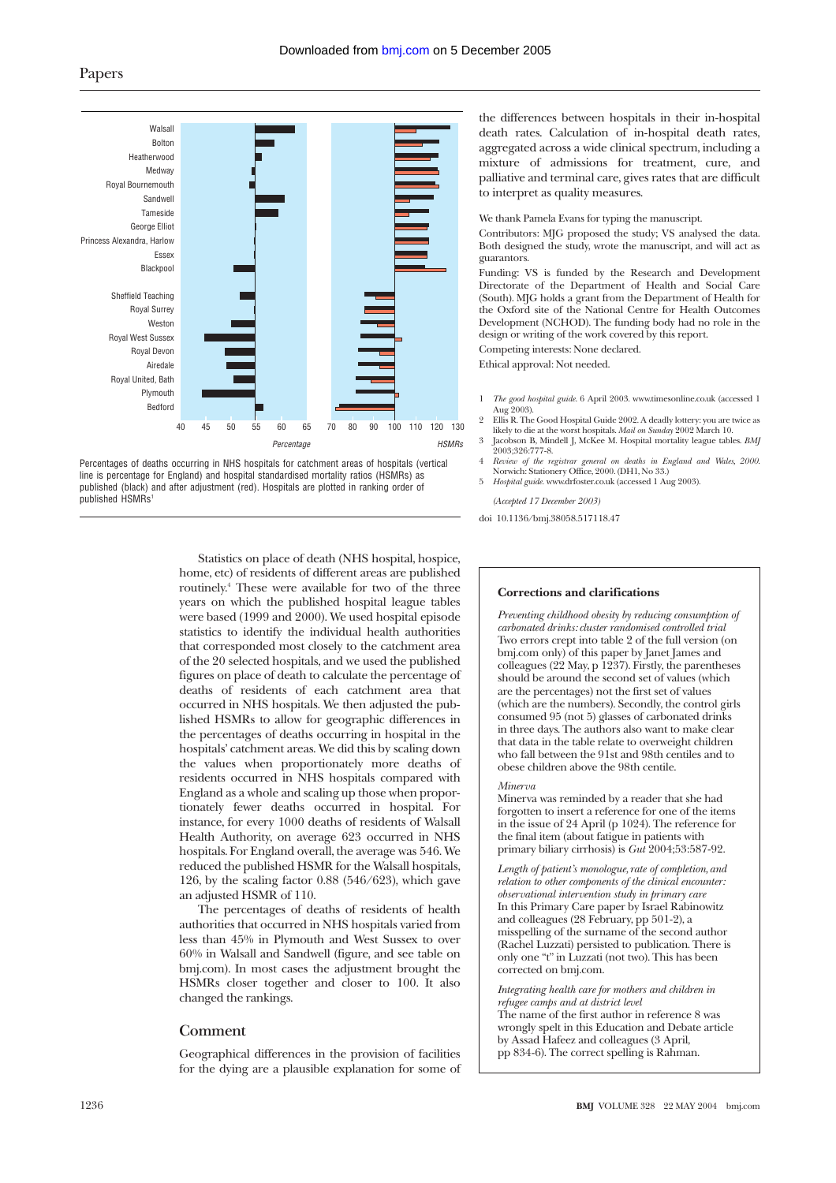Walsall
Bolton
Heatherwood
Medway
Royal Bournemouth
Sandwell
Tameside
George Elliot
Princess Alexandra, Harlow
Essex
Blackpool
Sheffield Teaching
Royal Surrey
Weston
Royal West Sussex
Royal Devon
Airedale
Royal United, Bath
Plymouth
Bedford

40 45 50 55 60 65 70 80 90 100 110 120 130

Percentage

HSMRs

Percentages of deaths occurring in NHS hospitals for catchment areas of hospitals (vertical line is percentage for England) and hospital standardised mortality ratios (HSMRs) as published (black) and after adjustment (red). Hospitals are plotted in ranking order of published HSMRs[1]

Statistics on place of death (NHS hospital, hospice, home, etc) of residents of different areas are published routinely.[4] These were available for two of the three years on which the published hospital league tables were based (1999 and 2000). We used hospital episode statistics to identify the individual health authorities that corresponded most closely to the catchment area of the 20 selected hospitals, and we used the published figures on place of death to calculate the percentage of deaths of residents of each catchment area that occurred in NHS hospitals. We then adjusted the published HSMRs to allow for geographic differences in the percentages of deaths occurring in hospital in the hospitals' catchment areas. We did this by scaling down the values when proportionately more deaths of residents occurred in NHS hospitals compared with England as a whole and scaling up those when proportionately fewer deaths occurred in hospital. For instance, for every 1000 deaths of residents of Walsall Health Authority, on average 623 occurred in NHS hospitals. For England overall, the average was 546. We reduced the published HSMR for the Walsall hospitals, 126, by the scaling factor 0.88 (546/623), which gave an adjusted HSMR of 110.

The percentages of deaths of residents of health authorities that occurred in NHS hospitals varied from less than 45% in Plymouth and West Sussex to over 60% in Walsall and Sandwell (figure, and see table on bmj.com). In most cases the adjustment brought the HSMRs closer together and closer to 100. It also changed the rankings.

## Comment

Geographical differences in the provision of facilities for the dying are a plausible explanation for some of the differences between hospitals in their in-hospital death rates. Calculation of in-hospital death rates, aggregated across a wide clinical spectrum, including a mixture of admissions for treatment, cure, and palliative and terminal care, gives rates that are difficult to interpret as quality measures.

We thank Pamela Evans for typing the manuscript.

Contributors: MJG proposed the study; VS analysed the data. Both designed the study, wrote the manuscript, and will act as guarantors.

Funding: VS is funded by the Research and Development Directorate of the Department of Health and Social Care (South). MJG holds a grant from the Department of Health for the Oxford site of the National Centre for Health Outcomes Development (NCHOD). The funding body had no role in the design or writing of the work covered by this report.

Competing interests: None declared.

Ethical approval: Not needed.

1. *The good hospital guide.* 6 April 2003. www.timesonline.co.uk (accessed 1 Aug 2003).
2. Ellis R. The Good Hospital Guide 2002. A deadly lottery: you are twice as likely to die at the worst hospitals. *Mail on Sunday* 2002 March 10.
3. Jacobson B, Mindell J, McKee M. Hospital mortality league tables. *BMJ* 2003;326:777-8.
4. *Review of the registrar general on deaths in England and Wales, 2000.* Norwich: Stationery Office, 2000. (DH1, No 33.)
5. *Hospital guide.* www.drfoster.co.uk (accessed 1 Aug 2003).

*(Accepted 17 December 2003)*

doi 10.1136/bmj.38058.517118.47

### Corrections and clarifications

*Preventing childhood obesity by reducing consumption of carbonated drinks: cluster randomised controlled trial*
Two errors crept into table 2 of the full version (on bmj.com only) of this paper by Janet James and colleagues (22 May, p 1237). Firstly, the parentheses should be around the second set of values (which are the percentages) not the first set of values (which are the numbers). Secondly, the control girls consumed 95 (not 5) glasses of carbonated drinks in three days. The authors also want to make clear that data in the table relate to overweight children who fall between the 91st and 98th centiles and to obese children above the 98th centile.

*Minerva*
Minerva was reminded by a reader that she had forgotten to insert a reference for one of the items in the issue of 24 April (p 1024). The reference for the final item (about fatigue in patients with primary biliary cirrhosis) is *Gut* 2004;53:587-92.

*Length of patient's monologue, rate of completion, and relation to other components of the clinical encounter: observational intervention study in primary care*
In this Primary Care paper by Israel Rabinowitz and colleagues (28 February, pp 501-2), a misspelling of the surname of the second author (Rachel Luzzati) persisted to publication. There is only one "t" in Luzzati (not two). This has been corrected on bmj.com.

*Integrating health care for mothers and children in refugee camps and at district level*
The name of the first author in reference 8 was wrongly spelt in this Education and Debate article by Assad Hafeez and colleagues (3 April, pp 834-6). The correct spelling is Rahman.